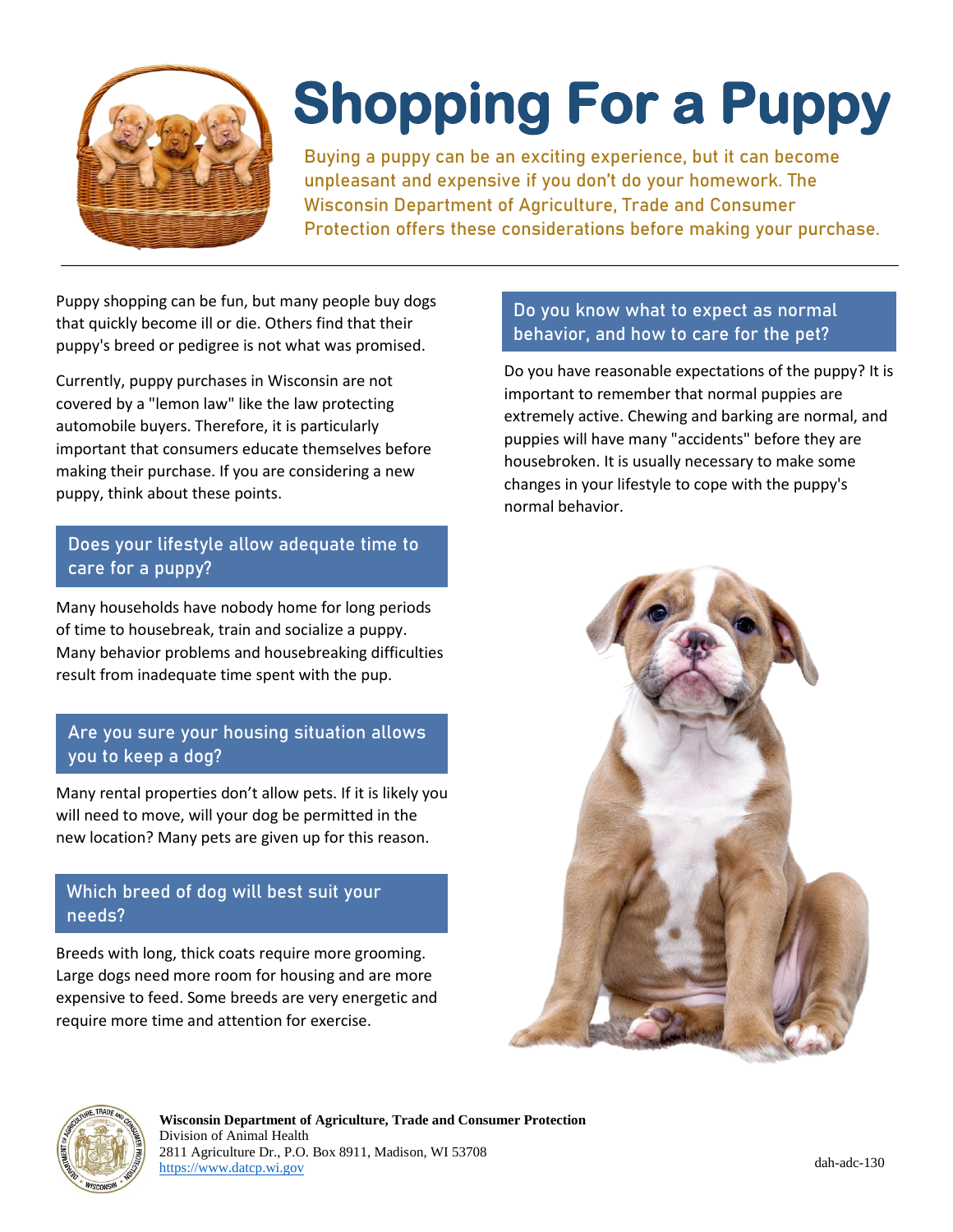# Shopping For a Puppy

Buying a puppy can be an exciting experience, but it can become unpleasant and expensive if you don't do your homework. The Wisconsin Department of Agriculture, Trade and Consumer Protection offers these considerations before making your purchase.

Puppy shopping can be fun, but many people buy dogs that quickly become ill or die. Others find that their puppy's breed or pedigree is not what was promised.

Currently, puppy purchases in Wisconsin are not covered by a "lemon law" like the law protecting automobile buyers. Therefore, it is particularly important that consumers educate themselves before making their purchase. If you are considering a new puppy, think about these points.

## Does your lifestyle allow adequate time to care for a puppy?

Many households have nobody home for long periods of time to housebreak, train and socialize a puppy. Many behavior problems and housebreaking difficulties result from inadequate time spent with the pup.

## Are you sure your housing situation allows you to keep a dog?

Many rental properties don't allow pets. If it is likely you will need to move, will your dog be permitted in the new location? Many pets are given up for this reason.

## Which breed of dog will best suit your needs?

Breeds with long, thick coats require more grooming. Large dogs need more room for housing and are more expensive to feed. Some breeds are very energetic and require more time and attention for exercise.

## Do you know what to expect as normal behavior, and how to care for the pet?

Do you have reasonable expectations of the puppy? It is important to remember that normal puppies are extremely active. Chewing and barking are normal, and puppies will have many "accidents" before they are housebroken. It is usually necessary to make some changes in your lifestyle to cope with the puppy's normal behavior.

**Wisconsin Department of Agriculture, Trade and Consumer Protection**
Division of Animal Health
2811 Agriculture Dr., P.O. Box 8911, Madison, WI 53708
https://www.datcp.wi.gov

dah-adc-130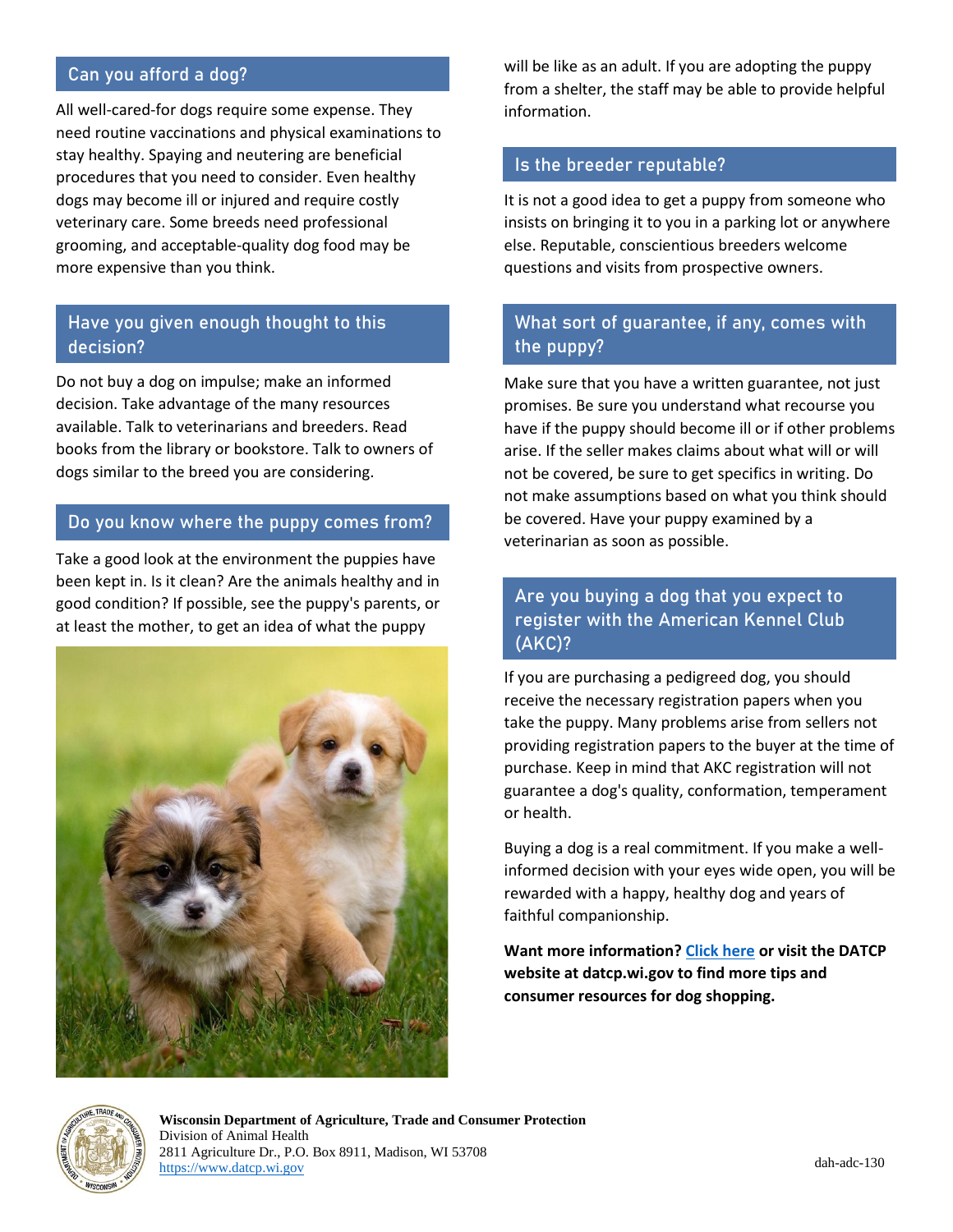## Can you afford a dog?

All well-cared-for dogs require some expense. They need routine vaccinations and physical examinations to stay healthy. Spaying and neutering are beneficial procedures that you need to consider. Even healthy dogs may become ill or injured and require costly veterinary care. Some breeds need professional grooming, and acceptable-quality dog food may be more expensive than you think.

## Have you given enough thought to this decision?

Do not buy a dog on impulse; make an informed decision. Take advantage of the many resources available. Talk to veterinarians and breeders. Read books from the library or bookstore. Talk to owners of dogs similar to the breed you are considering.

## Do you know where the puppy comes from?

Take a good look at the environment the puppies have been kept in. Is it clean? Are the animals healthy and in good condition? If possible, see the puppy's parents, or at least the mother, to get an idea of what the puppy will be like as an adult. If you are adopting the puppy from a shelter, the staff may be able to provide helpful information.

## Is the breeder reputable?

It is not a good idea to get a puppy from someone who insists on bringing it to you in a parking lot or anywhere else. Reputable, conscientious breeders welcome questions and visits from prospective owners.

## What sort of guarantee, if any, comes with the puppy?

Make sure that you have a written guarantee, not just promises. Be sure you understand what recourse you have if the puppy should become ill or if other problems arise. If the seller makes claims about what will or will not be covered, be sure to get specifics in writing. Do not make assumptions based on what you think should be covered. Have your puppy examined by a veterinarian as soon as possible.

## Are you buying a dog that you expect to register with the American Kennel Club (AKC)?

If you are purchasing a pedigreed dog, you should receive the necessary registration papers when you take the puppy. Many problems arise from sellers not providing registration papers to the buyer at the time of purchase. Keep in mind that AKC registration will not guarantee a dog's quality, conformation, temperament or health.

Buying a dog is a real commitment. If you make a well-informed decision with your eyes wide open, you will be rewarded with a happy, healthy dog and years of faithful companionship.

**Want more information? [Click here] or visit the DATCP website at datcp.wi.gov to find more tips and consumer resources for dog shopping.**

**Wisconsin Department of Agriculture, Trade and Consumer Protection**
Division of Animal Health
2811 Agriculture Dr., P.O. Box 8911, Madison, WI 53708
https://www.datcp.wi.gov

dah-adc-130